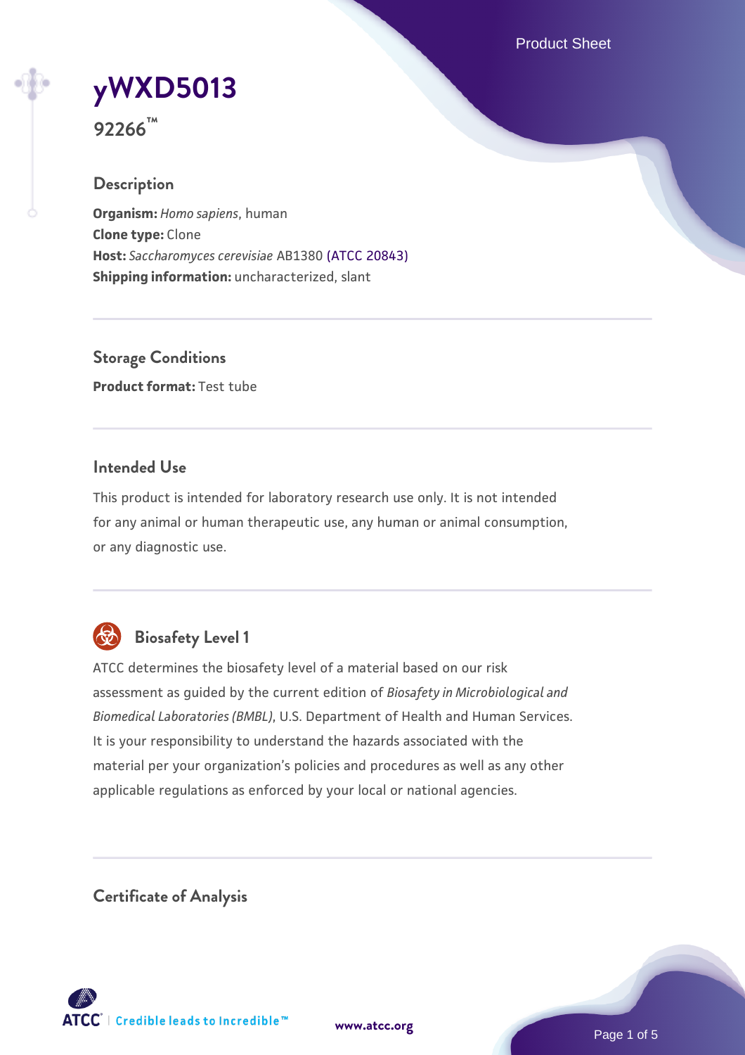# yWXD5013

**92266™**

## Description

**Organism:** *Homo sapiens*, human
**Clone type:** Clone
**Host:** *Saccharomyces cerevisiae* AB1380 (ATCC 20843)
**Shipping information:** uncharacterized, slant

## Storage Conditions

**Product format:** Test tube

## Intended Use

This product is intended for laboratory research use only. It is not intended for any animal or human therapeutic use, any human or animal consumption, or any diagnostic use.

## Biosafety Level 1

ATCC determines the biosafety level of a material based on our risk assessment as guided by the current edition of *Biosafety in Microbiological and Biomedical Laboratories (BMBL)*, U.S. Department of Health and Human Services. It is your responsibility to understand the hazards associated with the material per your organization's policies and procedures as well as any other applicable regulations as enforced by your local or national agencies.

## Certificate of Analysis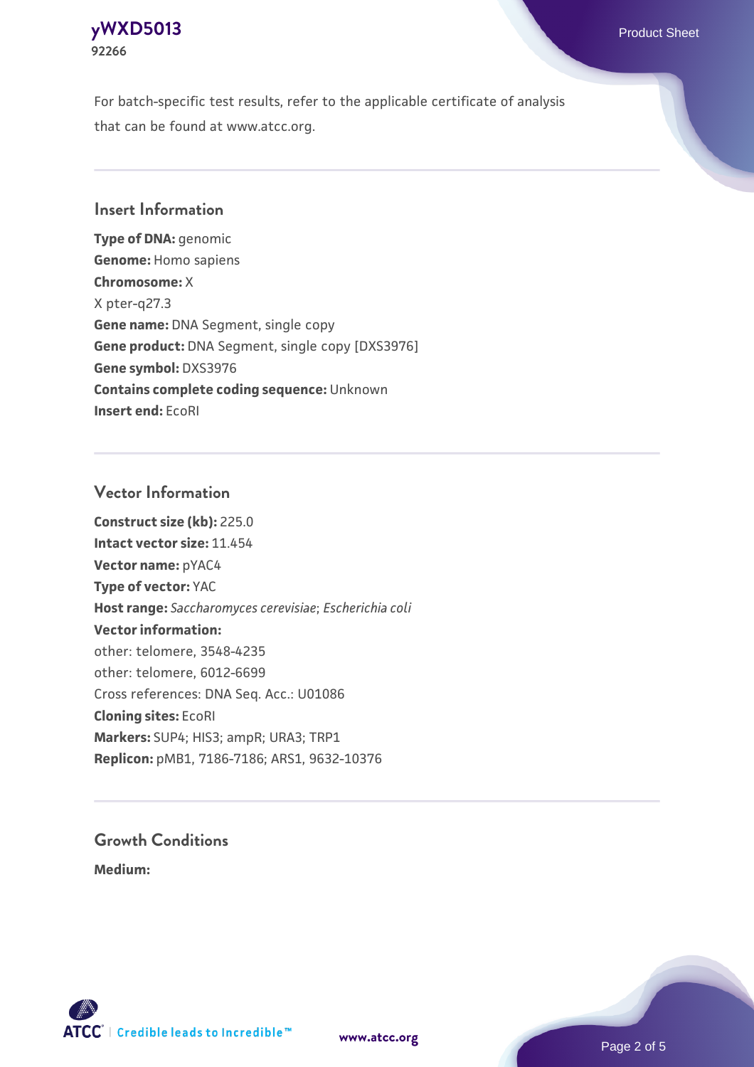For batch-specific test results, refer to the applicable certificate of analysis that can be found at www.atcc.org.

## Insert Information

**Type of DNA:** genomic
**Genome:** Homo sapiens
**Chromosome:** X
X pter-q27.3
**Gene name:** DNA Segment, single copy
**Gene product:** DNA Segment, single copy [DXS3976]
**Gene symbol:** DXS3976
**Contains complete coding sequence:** Unknown
**Insert end:** EcoRI

## Vector Information

**Construct size (kb):** 225.0
**Intact vector size:** 11.454
**Vector name:** pYAC4
**Type of vector:** YAC
**Host range:** *Saccharomyces cerevisiae*; *Escherichia coli*
**Vector information:**
other: telomere, 3548-4235
other: telomere, 6012-6699
Cross references: DNA Seq. Acc.: U01086
**Cloning sites:** EcoRI
**Markers:** SUP4; HIS3; ampR; URA3; TRP1
**Replicon:** pMB1, 7186-7186; ARS1, 9632-10376

## Growth Conditions

**Medium:**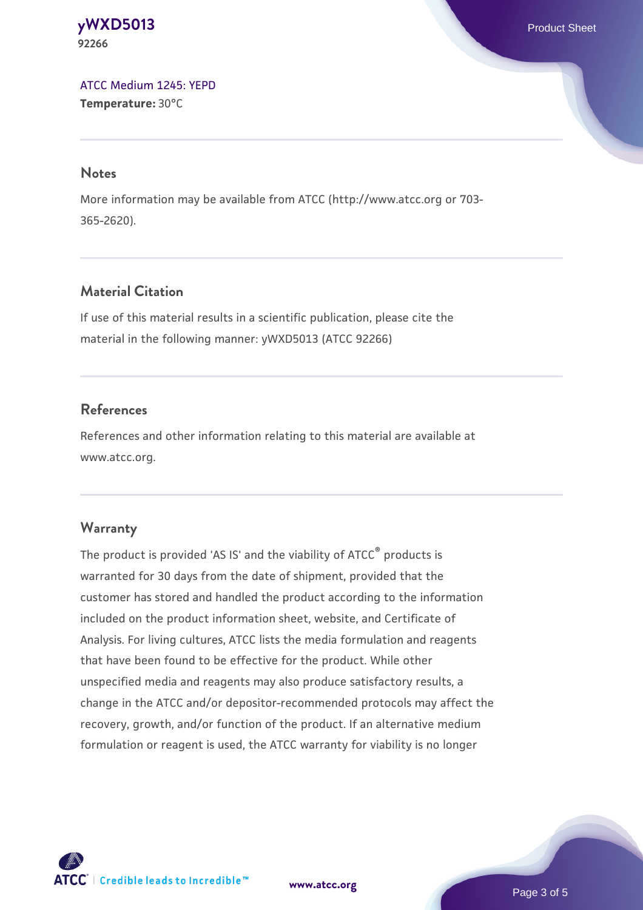ATCC Medium 1245: YEPD
**Temperature:** 30°C

## Notes

More information may be available from ATCC (http://www.atcc.org or 703-365-2620).

## Material Citation

If use of this material results in a scientific publication, please cite the material in the following manner: yWXD5013 (ATCC 92266)

## References

References and other information relating to this material are available at www.atcc.org.

## Warranty

The product is provided 'AS IS' and the viability of ATCC® products is warranted for 30 days from the date of shipment, provided that the customer has stored and handled the product according to the information included on the product information sheet, website, and Certificate of Analysis. For living cultures, ATCC lists the media formulation and reagents that have been found to be effective for the product. While other unspecified media and reagents may also produce satisfactory results, a change in the ATCC and/or depositor-recommended protocols may affect the recovery, growth, and/or function of the product. If an alternative medium formulation or reagent is used, the ATCC warranty for viability is no longer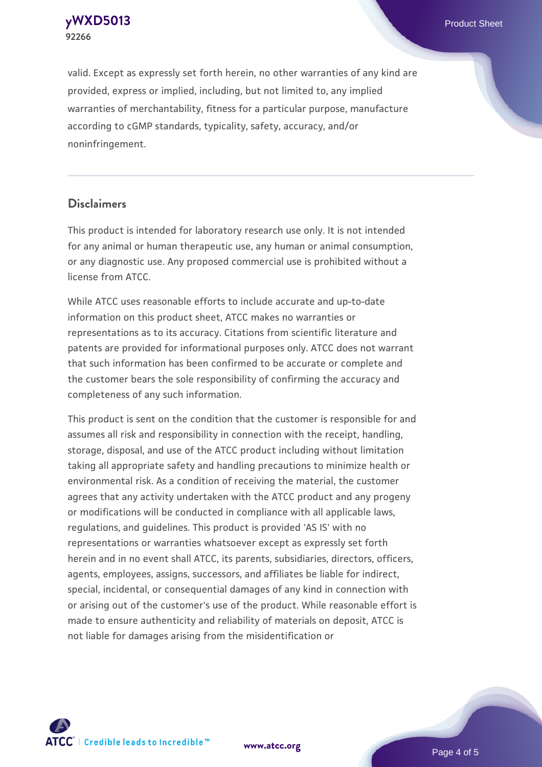valid. Except as expressly set forth herein, no other warranties of any kind are provided, express or implied, including, but not limited to, any implied warranties of merchantability, fitness for a particular purpose, manufacture according to cGMP standards, typicality, safety, accuracy, and/or noninfringement.

## Disclaimers

This product is intended for laboratory research use only. It is not intended for any animal or human therapeutic use, any human or animal consumption, or any diagnostic use. Any proposed commercial use is prohibited without a license from ATCC.

While ATCC uses reasonable efforts to include accurate and up-to-date information on this product sheet, ATCC makes no warranties or representations as to its accuracy. Citations from scientific literature and patents are provided for informational purposes only. ATCC does not warrant that such information has been confirmed to be accurate or complete and the customer bears the sole responsibility of confirming the accuracy and completeness of any such information.

This product is sent on the condition that the customer is responsible for and assumes all risk and responsibility in connection with the receipt, handling, storage, disposal, and use of the ATCC product including without limitation taking all appropriate safety and handling precautions to minimize health or environmental risk. As a condition of receiving the material, the customer agrees that any activity undertaken with the ATCC product and any progeny or modifications will be conducted in compliance with all applicable laws, regulations, and guidelines. This product is provided 'AS IS' with no representations or warranties whatsoever except as expressly set forth herein and in no event shall ATCC, its parents, subsidiaries, directors, officers, agents, employees, assigns, successors, and affiliates be liable for indirect, special, incidental, or consequential damages of any kind in connection with or arising out of the customer's use of the product. While reasonable effort is made to ensure authenticity and reliability of materials on deposit, ATCC is not liable for damages arising from the misidentification or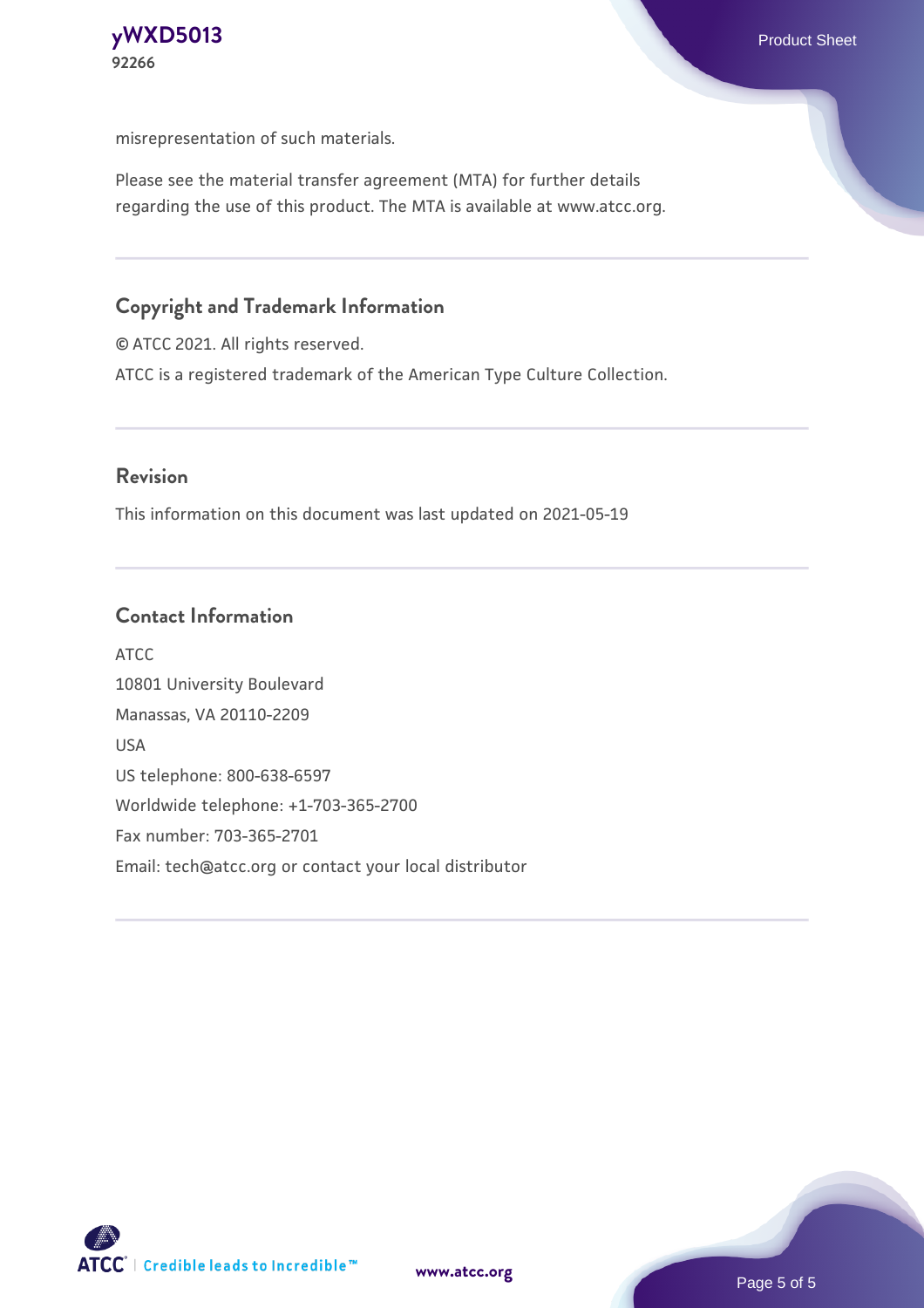misrepresentation of such materials.

Please see the material transfer agreement (MTA) for further details regarding the use of this product. The MTA is available at www.atcc.org.

## Copyright and Trademark Information

© ATCC 2021. All rights reserved.

ATCC is a registered trademark of the American Type Culture Collection.

## Revision

This information on this document was last updated on 2021-05-19

## Contact Information

ATCC
10801 University Boulevard
Manassas, VA 20110-2209
USA
US telephone: 800-638-6597
Worldwide telephone: +1-703-365-2700
Fax number: 703-365-2701
Email: tech@atcc.org or contact your local distributor